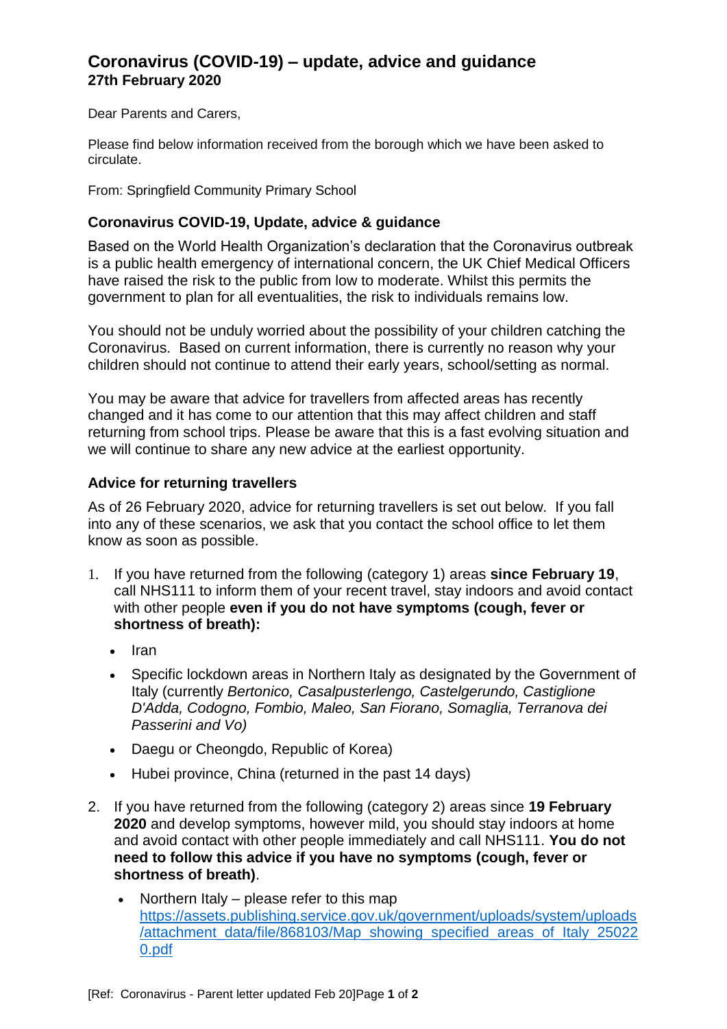# Coronavirus (COVID-19) – update, advice and guidance
**27th February 2020**

Dear Parents and Carers,

Please find below information received from the borough which we have been asked to circulate.

From: Springfield Community Primary School

### Coronavirus COVID-19, Update, advice & guidance

Based on the World Health Organization's declaration that the Coronavirus outbreak is a public health emergency of international concern, the UK Chief Medical Officers have raised the risk to the public from low to moderate. Whilst this permits the government to plan for all eventualities, the risk to individuals remains low.

You should not be unduly worried about the possibility of your children catching the Coronavirus. Based on current information, there is currently no reason why your children should not continue to attend their early years, school/setting as normal.

You may be aware that advice for travellers from affected areas has recently changed and it has come to our attention that this may affect children and staff returning from school trips. Please be aware that this is a fast evolving situation and we will continue to share any new advice at the earliest opportunity.

### Advice for returning travellers

As of 26 February 2020, advice for returning travellers is set out below. If you fall into any of these scenarios, we ask that you contact the school office to let them know as soon as possible.

1. If you have returned from the following (category 1) areas **since February 19**, call NHS111 to inform them of your recent travel, stay indoors and avoid contact with other people **even if you do not have symptoms (cough, fever or shortness of breath):**
    - Iran
    - Specific lockdown areas in Northern Italy as designated by the Government of Italy (currently *Bertonico, Casalpusterlengo, Castelgerundo, Castiglione D'Adda, Codogno, Fombio, Maleo, San Fiorano, Somaglia, Terranova dei Passerini and Vo)*
    - Daegu or Cheongdo, Republic of Korea)
    - Hubei province, China (returned in the past 14 days)
2. If you have returned from the following (category 2) areas since **19 February 2020** and develop symptoms, however mild, you should stay indoors at home and avoid contact with other people immediately and call NHS111. **You do not need to follow this advice if you have no symptoms (cough, fever or shortness of breath)**.
    - Northern Italy – please refer to this map [https://assets.publishing.service.gov.uk/government/uploads/system/uploads/attachment_data/file/868103/Map_showing_specified_areas_of_Italy_250220.pdf](https://assets.publishing.service.gov.uk/government/uploads/system/uploads/attachment_data/file/868103/Map_showing_specified_areas_of_Italy_250220.pdf)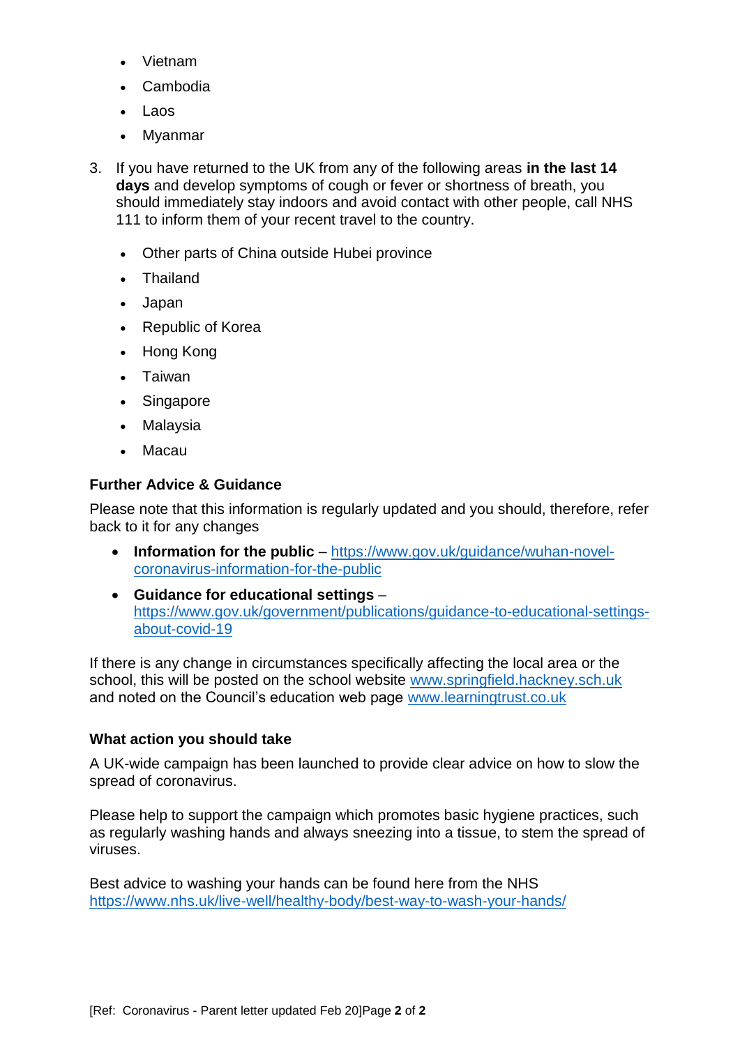- Vietnam
- Cambodia
- Laos
- Myanmar

3. If you have returned to the UK from any of the following areas **in the last 14 days** and develop symptoms of cough or fever or shortness of breath, you should immediately stay indoors and avoid contact with other people, call NHS 111 to inform them of your recent travel to the country.

   - Other parts of China outside Hubei province
   - Thailand
   - Japan
   - Republic of Korea
   - Hong Kong
   - Taiwan
   - Singapore
   - Malaysia
   - Macau

### Further Advice & Guidance

Please note that this information is regularly updated and you should, therefore, refer back to it for any changes

- **Information for the public** – [https://www.gov.uk/guidance/wuhan-novel-coronavirus-information-for-the-public](https://www.gov.uk/guidance/wuhan-novel-coronavirus-information-for-the-public)
- **Guidance for educational settings** – [https://www.gov.uk/government/publications/guidance-to-educational-settings-about-covid-19](https://www.gov.uk/government/publications/guidance-to-educational-settings-about-covid-19)

If there is any change in circumstances specifically affecting the local area or the school, this will be posted on the school website [www.springfield.hackney.sch.uk](http://www.springfield.hackney.sch.uk) and noted on the Council's education web page [www.learningtrust.co.uk](http://www.learningtrust.co.uk)

### What action you should take

A UK-wide campaign has been launched to provide clear advice on how to slow the spread of coronavirus.

Please help to support the campaign which promotes basic hygiene practices, such as regularly washing hands and always sneezing into a tissue, to stem the spread of viruses.

Best advice to washing your hands can be found here from the NHS [https://www.nhs.uk/live-well/healthy-body/best-way-to-wash-your-hands/](https://www.nhs.uk/live-well/healthy-body/best-way-to-wash-your-hands/)